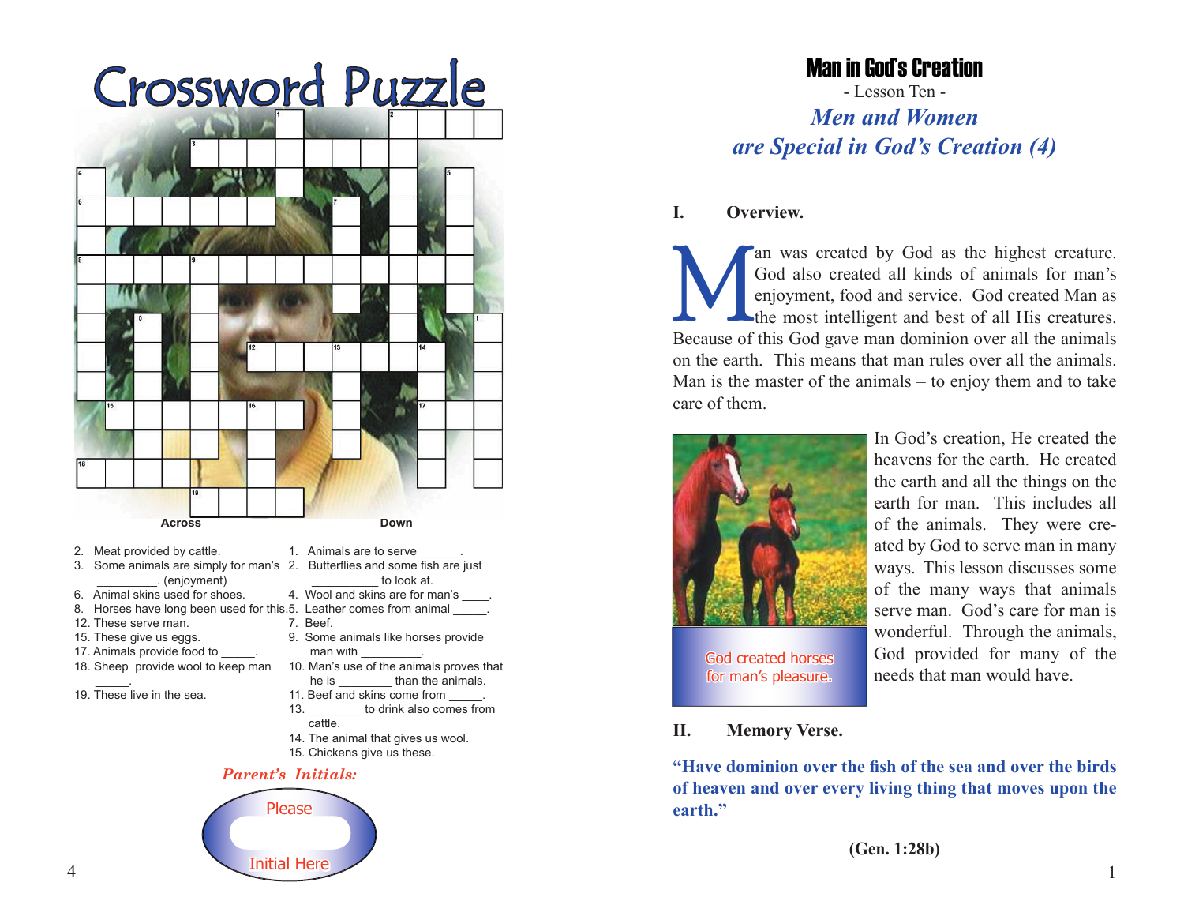# Crossword Puzzle

**Across**

2. Meat provided by cattle.
3. Some animals are simply for man's _________. (enjoyment)
6. Animal skins used for shoes.
8. Horses have long been used for this.
12. These serve man.
15. These give us eggs.
17. Animals provide food to _____.
18. Sheep provide wool to keep man _____.
19. These live in the sea.

**Down**

1. Animals are to serve ______.
2. Butterflies and some fish are just __________ to look at.
4. Wool and skins are for man's ____.
5. Leather comes from animal _____.
7. Beef.
9. Some animals like horses provide man with _________.
10. Man's use of the animals proves that he is ________ than the animals.
11. Beef and skins come from _____.
13. ________ to drink also comes from cattle.
14. The animal that gives us wool.
15. Chickens give us these.

*Parent's Initials:*

Please Initial Here

# Man in God's Creation

- Lesson Ten -

## *Men and Women are Special in God's Creation (4)*

### I. Overview.

Man was created by God as the highest creature. God also created all kinds of animals for man's enjoyment, food and service. God created Man as the most intelligent and best of all His creatures. Because of this God gave man dominion over all the animals on the earth. This means that man rules over all the animals. Man is the master of the animals – to enjoy them and to take care of them.

God created horses for man's pleasure.

In God's creation, He created the heavens for the earth. He created the earth and all the things on the earth for man. This includes all of the animals. They were created by God to serve man in many ways. This lesson discusses some of the many ways that animals serve man. God's care for man is wonderful. Through the animals, God provided for many of the needs that man would have.

### II. Memory Verse.

**"Have dominion over the fish of the sea and over the birds of heaven and over every living thing that moves upon the earth."**

**(Gen. 1:28b)**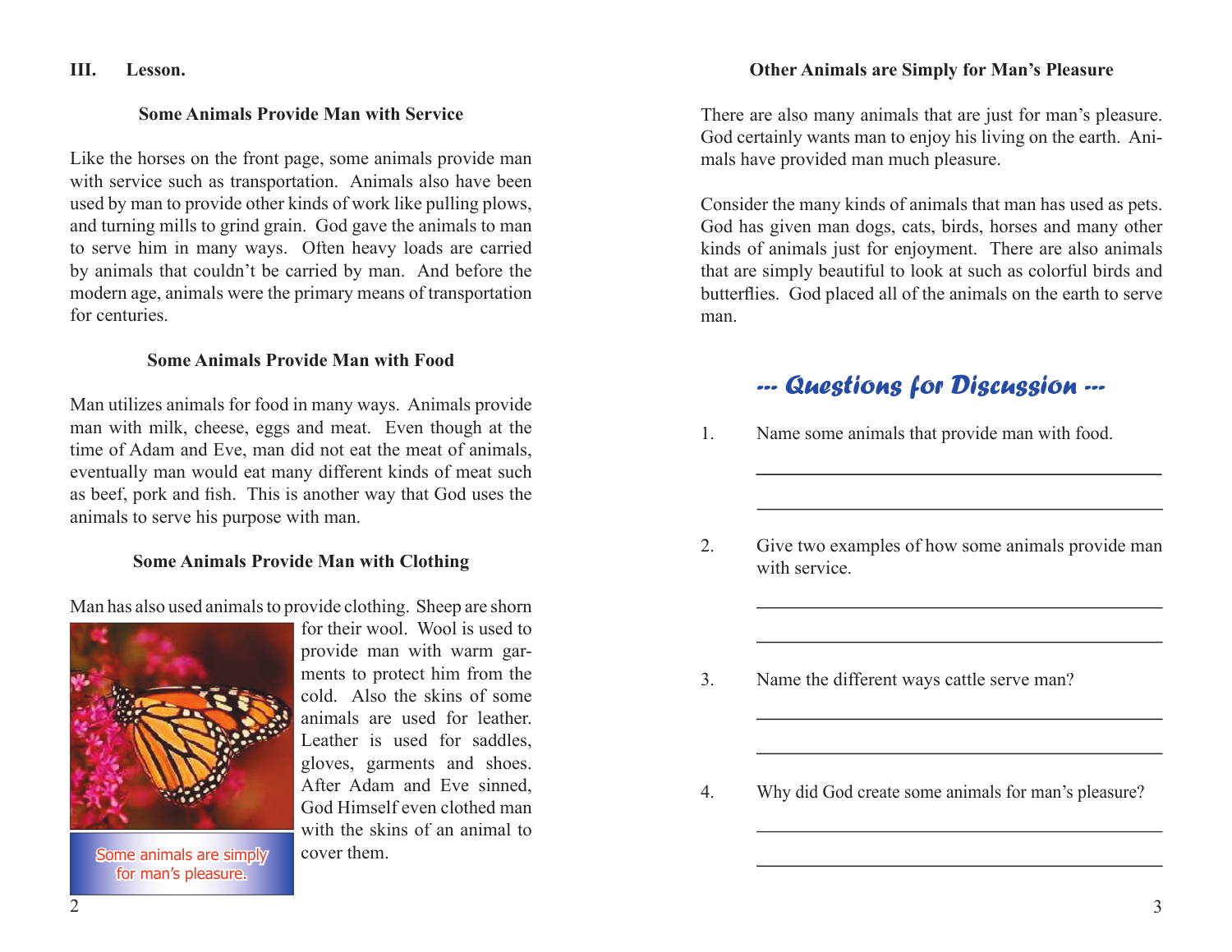## III. Lesson.

### Some Animals Provide Man with Service

Like the horses on the front page, some animals provide man with service such as transportation. Animals also have been used by man to provide other kinds of work like pulling plows, and turning mills to grind grain. God gave the animals to man to serve him in many ways. Often heavy loads are carried by animals that couldn't be carried by man. And before the modern age, animals were the primary means of transportation for centuries.

### Some Animals Provide Man with Food

Man utilizes animals for food in many ways. Animals provide man with milk, cheese, eggs and meat. Even though at the time of Adam and Eve, man did not eat the meat of animals, eventually man would eat many different kinds of meat such as beef, pork and fish. This is another way that God uses the animals to serve his purpose with man.

### Some Animals Provide Man with Clothing

Man has also used animals to provide clothing. Sheep are shorn for their wool. Wool is used to provide man with warm garments to protect him from the cold. Also the skins of some animals are used for leather. Leather is used for saddles, gloves, garments and shoes. After Adam and Eve sinned, God Himself even clothed man with the skins of an animal to cover them.

Some animals are simply for man's pleasure.

### Other Animals are Simply for Man's Pleasure

There are also many animals that are just for man's pleasure. God certainly wants man to enjoy his living on the earth. Animals have provided man much pleasure.

Consider the many kinds of animals that man has used as pets. God has given man dogs, cats, birds, horses and many other kinds of animals just for enjoyment. There are also animals that are simply beautiful to look at such as colorful birds and butterflies. God placed all of the animals on the earth to serve man.

## --- Questions for Discussion ---

1. Name some animals that provide man with food.

 ______________________________

 ______________________________

2. Give two examples of how some animals provide man with service.

 ______________________________

 ______________________________

3. Name the different ways cattle serve man?

 ______________________________

 ______________________________

4. Why did God create some animals for man's pleasure?

 ______________________________

 ______________________________